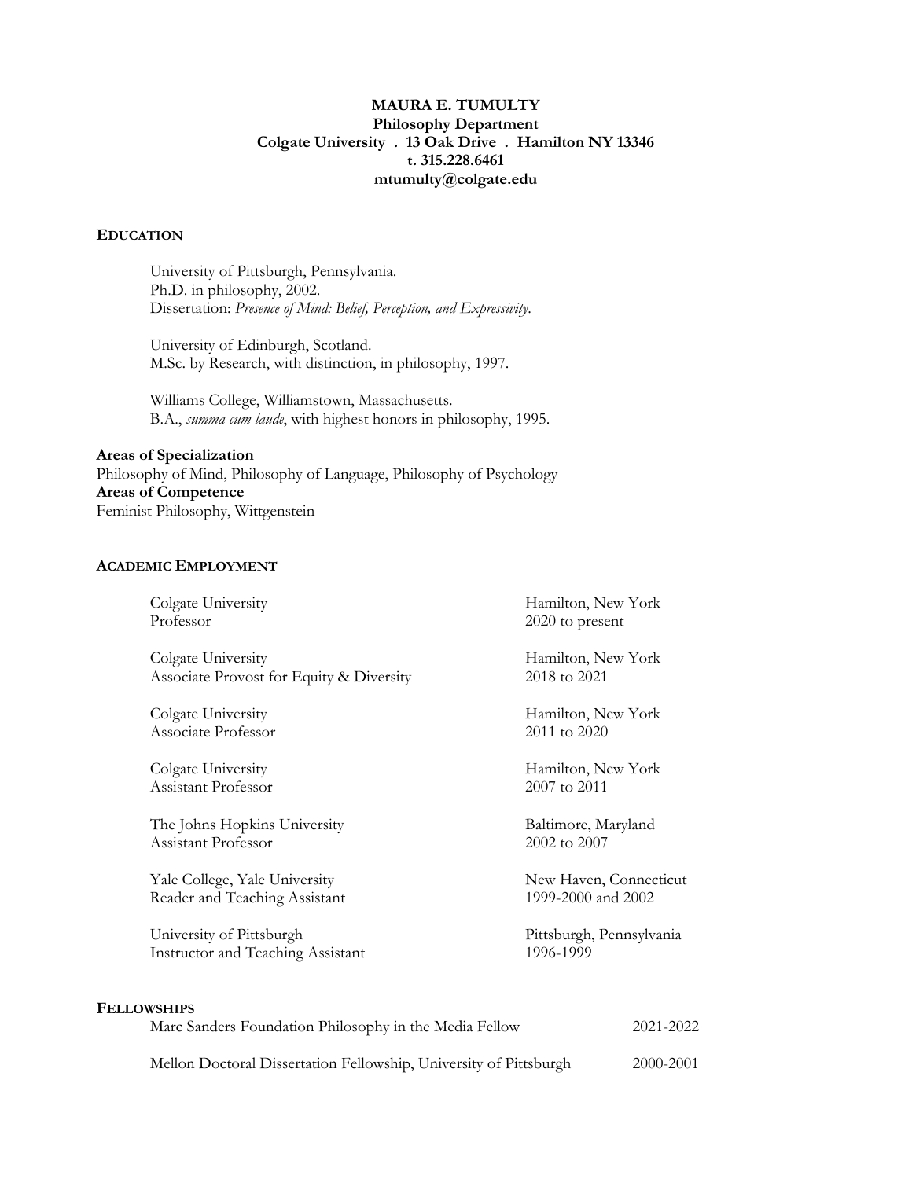# MAURA E. TUMULTY

**Philosophy Department**
**Colgate University . 13 Oak Drive . Hamilton NY 13346**
**t. 315.228.6461**
**mtumulty@colgate.edu**

## EDUCATION

University of Pittsburgh, Pennsylvania.
Ph.D. in philosophy, 2002.
Dissertation: *Presence of Mind: Belief, Perception, and Expressivity*.

University of Edinburgh, Scotland.
M.Sc. by Research, with distinction, in philosophy, 1997.

Williams College, Williamstown, Massachusetts.
B.A., *summa cum laude*, with highest honors in philosophy, 1995.

**Areas of Specialization**
Philosophy of Mind, Philosophy of Language, Philosophy of Psychology
**Areas of Competence**
Feminist Philosophy, Wittgenstein

## ACADEMIC EMPLOYMENT

Colgate University — Hamilton, New York
Professor — 2020 to present

Colgate University — Hamilton, New York
Associate Provost for Equity & Diversity — 2018 to 2021

Colgate University — Hamilton, New York
Associate Professor — 2011 to 2020

Colgate University — Hamilton, New York
Assistant Professor — 2007 to 2011

The Johns Hopkins University — Baltimore, Maryland
Assistant Professor — 2002 to 2007

Yale College, Yale University — New Haven, Connecticut
Reader and Teaching Assistant — 1999-2000 and 2002

University of Pittsburgh — Pittsburgh, Pennsylvania
Instructor and Teaching Assistant — 1996-1999

## FELLOWSHIPS

Marc Sanders Foundation Philosophy in the Media Fellow — 2021-2022

Mellon Doctoral Dissertation Fellowship, University of Pittsburgh — 2000-2001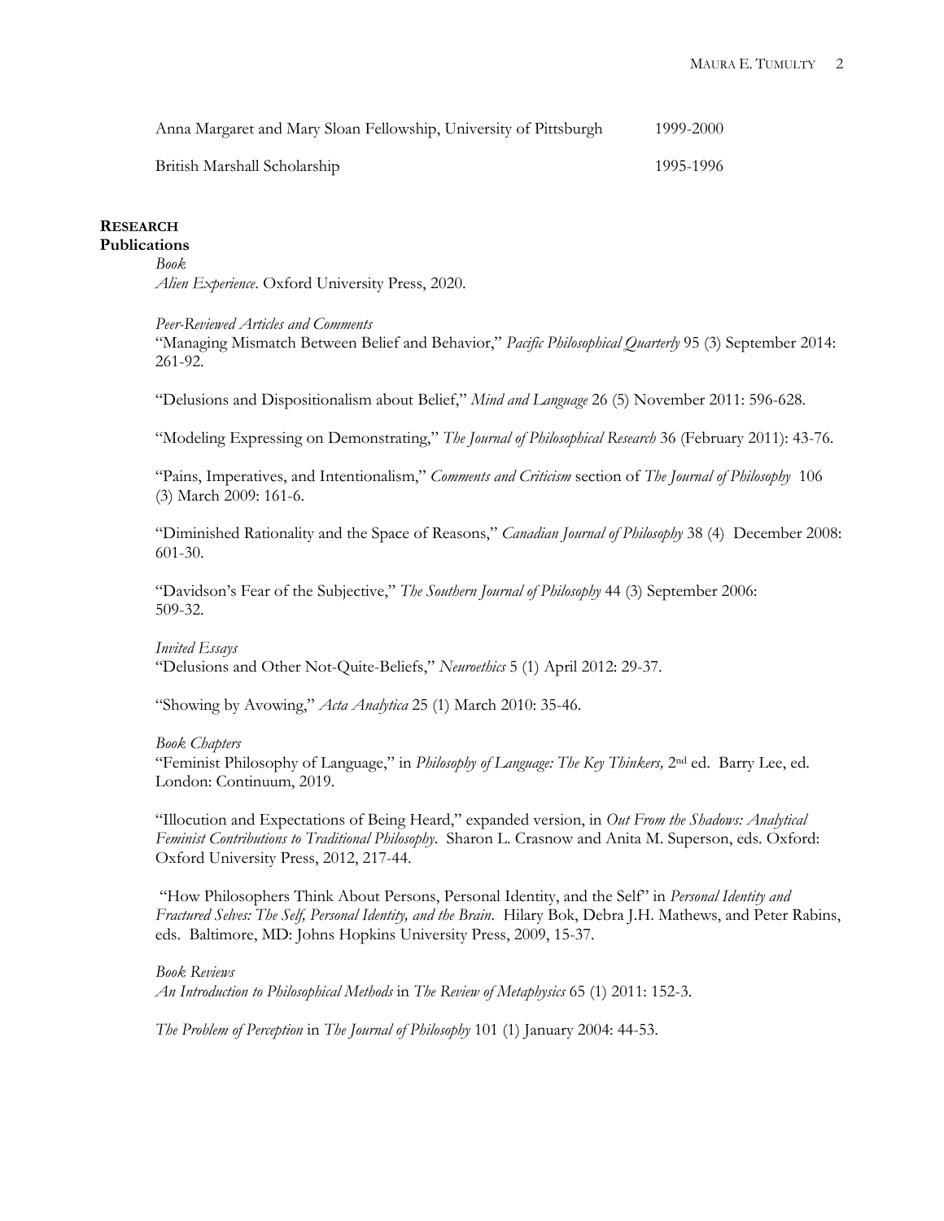Anna Margaret and Mary Sloan Fellowship, University of Pittsburgh 1999-2000

British Marshall Scholarship 1995-1996

## RESEARCH

### Publications

*Book*

*Alien Experience*. Oxford University Press, 2020.

*Peer-Reviewed Articles and Comments*

"Managing Mismatch Between Belief and Behavior," *Pacific Philosophical Quarterly* 95 (3) September 2014: 261-92.

"Delusions and Dispositionalism about Belief," *Mind and Language* 26 (5) November 2011: 596-628.

"Modeling Expressing on Demonstrating," *The Journal of Philosophical Research* 36 (February 2011): 43-76.

"Pains, Imperatives, and Intentionalism," *Comments and Criticism* section of *The Journal of Philosophy* 106 (3) March 2009: 161-6.

"Diminished Rationality and the Space of Reasons," *Canadian Journal of Philosophy* 38 (4) December 2008: 601-30.

"Davidson's Fear of the Subjective," *The Southern Journal of Philosophy* 44 (3) September 2006: 509-32.

*Invited Essays*

"Delusions and Other Not-Quite-Beliefs," *Neuroethics* 5 (1) April 2012: 29-37.

"Showing by Avowing," *Acta Analytica* 25 (1) March 2010: 35-46.

*Book Chapters*

"Feminist Philosophy of Language," in *Philosophy of Language: The Key Thinkers,* 2nd ed. Barry Lee, ed. London: Continuum, 2019.

"Illocution and Expectations of Being Heard," expanded version, in *Out From the Shadows: Analytical Feminist Contributions to Traditional Philosophy*. Sharon L. Crasnow and Anita M. Superson, eds. Oxford: Oxford University Press, 2012, 217-44.

"How Philosophers Think About Persons, Personal Identity, and the Self" in *Personal Identity and Fractured Selves: The Self, Personal Identity, and the Brain*. Hilary Bok, Debra J.H. Mathews, and Peter Rabins, eds. Baltimore, MD: Johns Hopkins University Press, 2009, 15-37.

*Book Reviews*

*An Introduction to Philosophical Methods* in *The Review of Metaphysics* 65 (1) 2011: 152-3.

*The Problem of Perception* in *The Journal of Philosophy* 101 (1) January 2004: 44-53.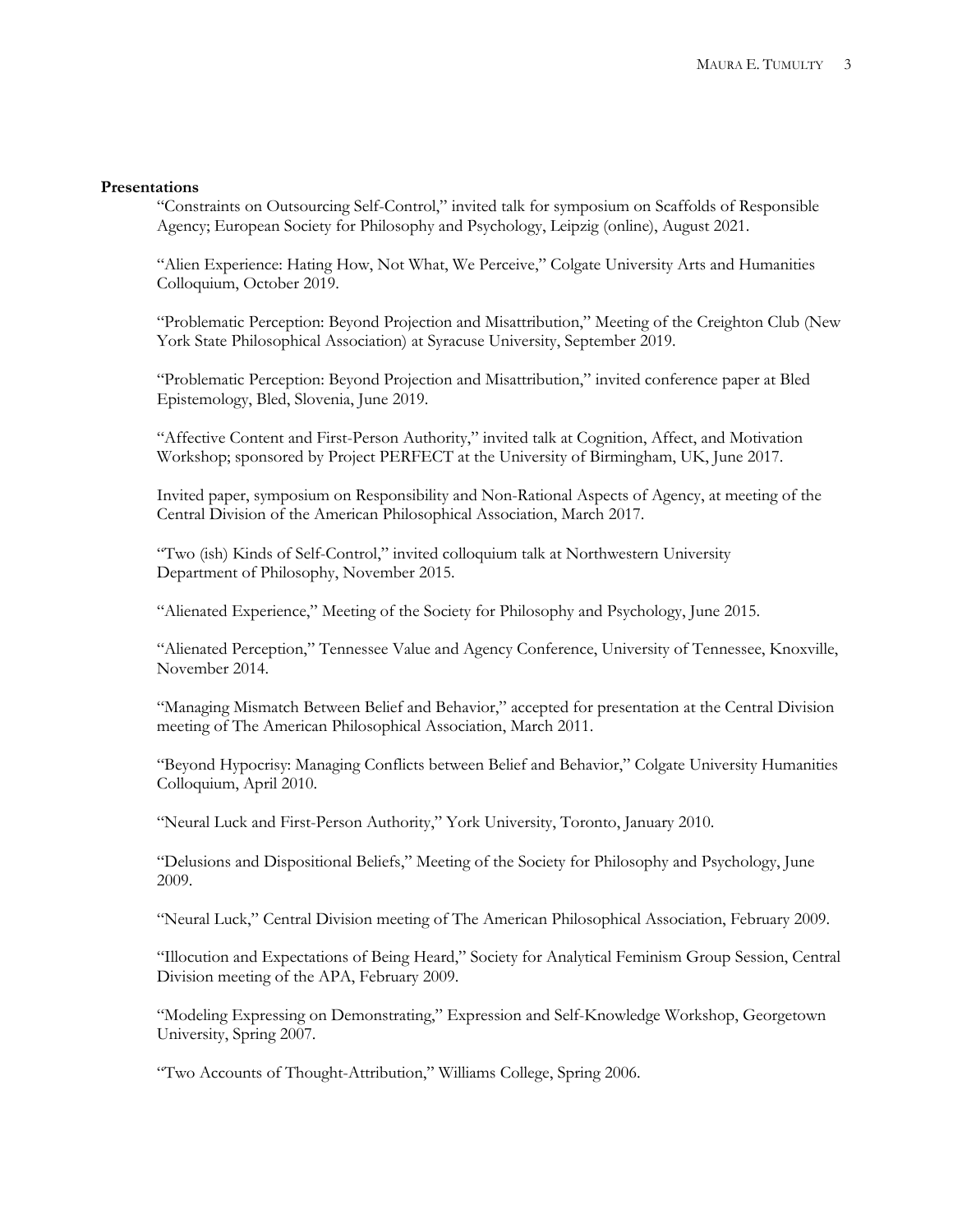**Presentations**

"Constraints on Outsourcing Self-Control," invited talk for symposium on Scaffolds of Responsible Agency; European Society for Philosophy and Psychology, Leipzig (online), August 2021.

"Alien Experience: Hating How, Not What, We Perceive," Colgate University Arts and Humanities Colloquium, October 2019.

"Problematic Perception: Beyond Projection and Misattribution," Meeting of the Creighton Club (New York State Philosophical Association) at Syracuse University, September 2019.

"Problematic Perception: Beyond Projection and Misattribution," invited conference paper at Bled Epistemology, Bled, Slovenia, June 2019.

"Affective Content and First-Person Authority," invited talk at Cognition, Affect, and Motivation Workshop; sponsored by Project PERFECT at the University of Birmingham, UK, June 2017.

Invited paper, symposium on Responsibility and Non-Rational Aspects of Agency, at meeting of the Central Division of the American Philosophical Association, March 2017.

"Two (ish) Kinds of Self-Control," invited colloquium talk at Northwestern University Department of Philosophy, November 2015.

"Alienated Experience," Meeting of the Society for Philosophy and Psychology, June 2015.

"Alienated Perception," Tennessee Value and Agency Conference, University of Tennessee, Knoxville, November 2014.

"Managing Mismatch Between Belief and Behavior," accepted for presentation at the Central Division meeting of The American Philosophical Association, March 2011.

"Beyond Hypocrisy: Managing Conflicts between Belief and Behavior," Colgate University Humanities Colloquium, April 2010.

"Neural Luck and First-Person Authority," York University, Toronto, January 2010.

"Delusions and Dispositional Beliefs," Meeting of the Society for Philosophy and Psychology, June 2009.

"Neural Luck," Central Division meeting of The American Philosophical Association, February 2009.

"Illocution and Expectations of Being Heard," Society for Analytical Feminism Group Session, Central Division meeting of the APA, February 2009.

"Modeling Expressing on Demonstrating," Expression and Self-Knowledge Workshop, Georgetown University, Spring 2007.

"Two Accounts of Thought-Attribution," Williams College, Spring 2006.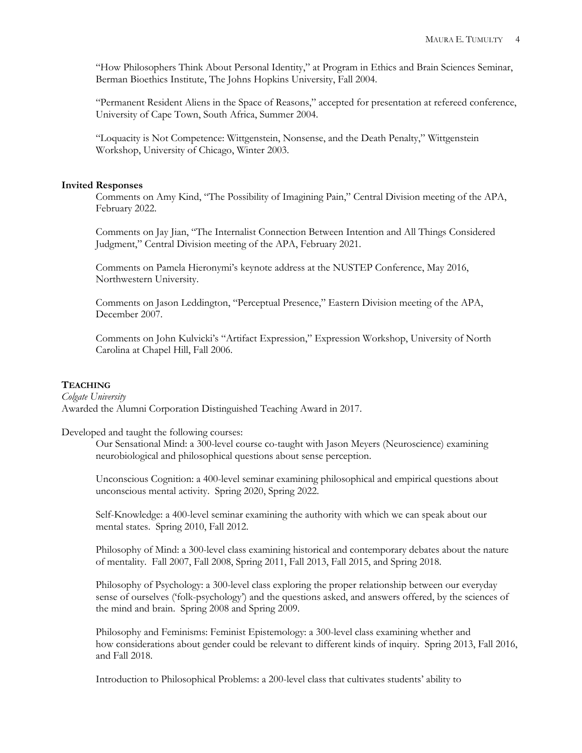"How Philosophers Think About Personal Identity," at Program in Ethics and Brain Sciences Seminar, Berman Bioethics Institute, The Johns Hopkins University, Fall 2004.

"Permanent Resident Aliens in the Space of Reasons," accepted for presentation at refereed conference, University of Cape Town, South Africa, Summer 2004.

"Loquacity is Not Competence: Wittgenstein, Nonsense, and the Death Penalty," Wittgenstein Workshop, University of Chicago, Winter 2003.

### Invited Responses

Comments on Amy Kind, "The Possibility of Imagining Pain," Central Division meeting of the APA, February 2022.

Comments on Jay Jian, "The Internalist Connection Between Intention and All Things Considered Judgment," Central Division meeting of the APA, February 2021.

Comments on Pamela Hieronymi's keynote address at the NUSTEP Conference, May 2016, Northwestern University.

Comments on Jason Leddington, "Perceptual Presence," Eastern Division meeting of the APA, December 2007.

Comments on John Kulvicki's "Artifact Expression," Expression Workshop, University of North Carolina at Chapel Hill, Fall 2006.

## TEACHING

*Colgate University*

Awarded the Alumni Corporation Distinguished Teaching Award in 2017.

Developed and taught the following courses:

Our Sensational Mind: a 300-level course co-taught with Jason Meyers (Neuroscience) examining neurobiological and philosophical questions about sense perception.

Unconscious Cognition: a 400-level seminar examining philosophical and empirical questions about unconscious mental activity. Spring 2020, Spring 2022.

Self-Knowledge: a 400-level seminar examining the authority with which we can speak about our mental states. Spring 2010, Fall 2012.

Philosophy of Mind: a 300-level class examining historical and contemporary debates about the nature of mentality. Fall 2007, Fall 2008, Spring 2011, Fall 2013, Fall 2015, and Spring 2018.

Philosophy of Psychology: a 300-level class exploring the proper relationship between our everyday sense of ourselves ('folk-psychology') and the questions asked, and answers offered, by the sciences of the mind and brain. Spring 2008 and Spring 2009.

Philosophy and Feminisms: Feminist Epistemology: a 300-level class examining whether and how considerations about gender could be relevant to different kinds of inquiry. Spring 2013, Fall 2016, and Fall 2018.

Introduction to Philosophical Problems: a 200-level class that cultivates students' ability to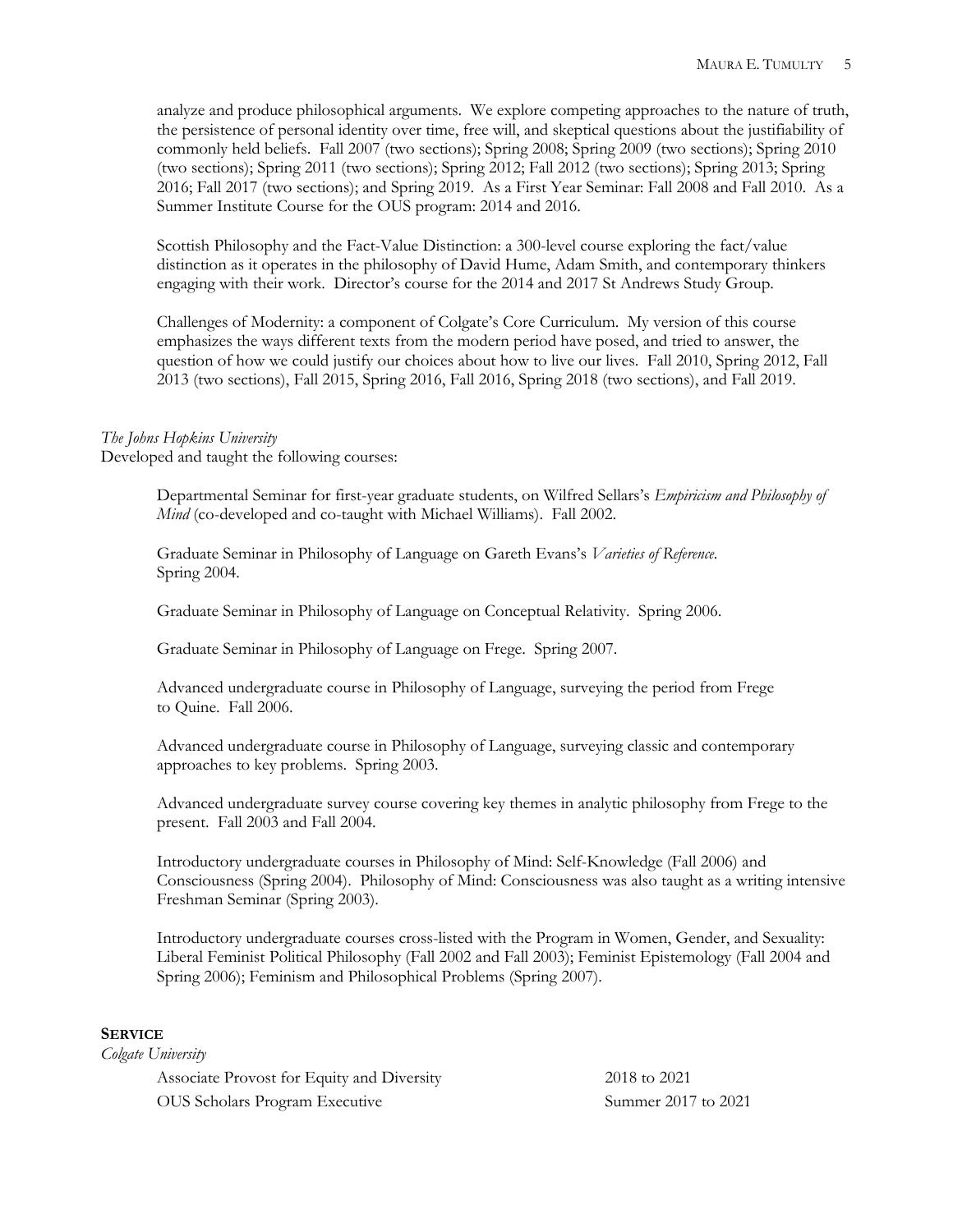analyze and produce philosophical arguments. We explore competing approaches to the nature of truth, the persistence of personal identity over time, free will, and skeptical questions about the justifiability of commonly held beliefs. Fall 2007 (two sections); Spring 2008; Spring 2009 (two sections); Spring 2010 (two sections); Spring 2011 (two sections); Spring 2012; Fall 2012 (two sections); Spring 2013; Spring 2016; Fall 2017 (two sections); and Spring 2019. As a First Year Seminar: Fall 2008 and Fall 2010. As a Summer Institute Course for the OUS program: 2014 and 2016.

Scottish Philosophy and the Fact-Value Distinction: a 300-level course exploring the fact/value distinction as it operates in the philosophy of David Hume, Adam Smith, and contemporary thinkers engaging with their work. Director's course for the 2014 and 2017 St Andrews Study Group.

Challenges of Modernity: a component of Colgate's Core Curriculum. My version of this course emphasizes the ways different texts from the modern period have posed, and tried to answer, the question of how we could justify our choices about how to live our lives. Fall 2010, Spring 2012, Fall 2013 (two sections), Fall 2015, Spring 2016, Fall 2016, Spring 2018 (two sections), and Fall 2019.

*The Johns Hopkins University*

Developed and taught the following courses:

Departmental Seminar for first-year graduate students, on Wilfred Sellars's *Empiricism and Philosophy of Mind* (co-developed and co-taught with Michael Williams). Fall 2002.

Graduate Seminar in Philosophy of Language on Gareth Evans's *Varieties of Reference*. Spring 2004.

Graduate Seminar in Philosophy of Language on Conceptual Relativity. Spring 2006.

Graduate Seminar in Philosophy of Language on Frege. Spring 2007.

Advanced undergraduate course in Philosophy of Language, surveying the period from Frege to Quine. Fall 2006.

Advanced undergraduate course in Philosophy of Language, surveying classic and contemporary approaches to key problems. Spring 2003.

Advanced undergraduate survey course covering key themes in analytic philosophy from Frege to the present. Fall 2003 and Fall 2004.

Introductory undergraduate courses in Philosophy of Mind: Self-Knowledge (Fall 2006) and Consciousness (Spring 2004). Philosophy of Mind: Consciousness was also taught as a writing intensive Freshman Seminar (Spring 2003).

Introductory undergraduate courses cross-listed with the Program in Women, Gender, and Sexuality: Liberal Feminist Political Philosophy (Fall 2002 and Fall 2003); Feminist Epistemology (Fall 2004 and Spring 2006); Feminism and Philosophical Problems (Spring 2007).

## SERVICE

*Colgate University*

Associate Provost for Equity and Diversity — 2018 to 2021

OUS Scholars Program Executive — Summer 2017 to 2021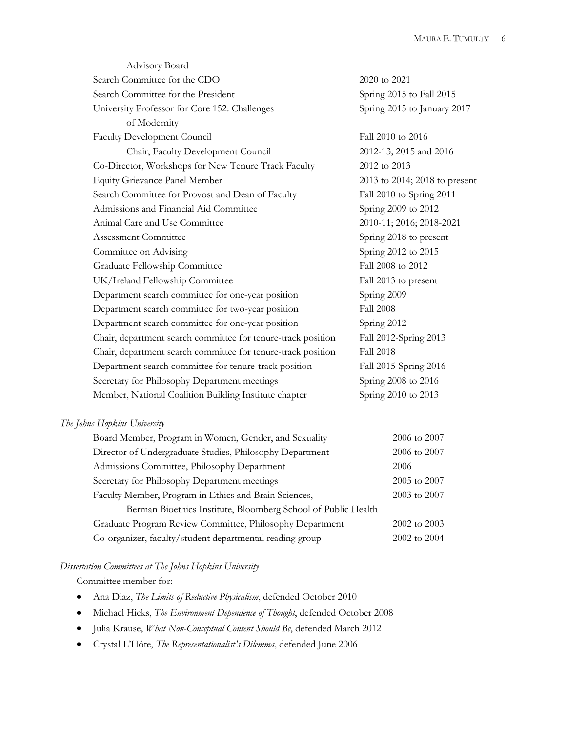| | |
|---|---|
| Advisory Board | |
| Search Committee for the CDO | 2020 to 2021 |
| Search Committee for the President | Spring 2015 to Fall 2015 |
| University Professor for Core 152: Challenges of Modernity | Spring 2015 to January 2017 |
| Faculty Development Council | Fall 2010 to 2016 |
| Chair, Faculty Development Council | 2012-13; 2015 and 2016 |
| Co-Director, Workshops for New Tenure Track Faculty | 2012 to 2013 |
| Equity Grievance Panel Member | 2013 to 2014; 2018 to present |
| Search Committee for Provost and Dean of Faculty | Fall 2010 to Spring 2011 |
| Admissions and Financial Aid Committee | Spring 2009 to 2012 |
| Animal Care and Use Committee | 2010-11; 2016; 2018-2021 |
| Assessment Committee | Spring 2018 to present |
| Committee on Advising | Spring 2012 to 2015 |
| Graduate Fellowship Committee | Fall 2008 to 2012 |
| UK/Ireland Fellowship Committee | Fall 2013 to present |
| Department search committee for one-year position | Spring 2009 |
| Department search committee for two-year position | Fall 2008 |
| Department search committee for one-year position | Spring 2012 |
| Chair, department search committee for tenure-track position | Fall 2012-Spring 2013 |
| Chair, department search committee for tenure-track position | Fall 2018 |
| Department search committee for tenure-track position | Fall 2015-Spring 2016 |
| Secretary for Philosophy Department meetings | Spring 2008 to 2016 |
| Member, National Coalition Building Institute chapter | Spring 2010 to 2013 |

*The Johns Hopkins University*

| | |
|---|---|
| Board Member, Program in Women, Gender, and Sexuality | 2006 to 2007 |
| Director of Undergraduate Studies, Philosophy Department | 2006 to 2007 |
| Admissions Committee, Philosophy Department | 2006 |
| Secretary for Philosophy Department meetings | 2005 to 2007 |
| Faculty Member, Program in Ethics and Brain Sciences, Berman Bioethics Institute, Bloomberg School of Public Health | 2003 to 2007 |
| Graduate Program Review Committee, Philosophy Department | 2002 to 2003 |
| Co-organizer, faculty/student departmental reading group | 2002 to 2004 |

*Dissertation Committees at The Johns Hopkins University*

Committee member for:

- Ana Diaz, *The Limits of Reductive Physicalism*, defended October 2010
- Michael Hicks, *The Environment Dependence of Thought*, defended October 2008
- Julia Krause, *What Non-Conceptual Content Should Be*, defended March 2012
- Crystal L'Hôte, *The Representationalist's Dilemma*, defended June 2006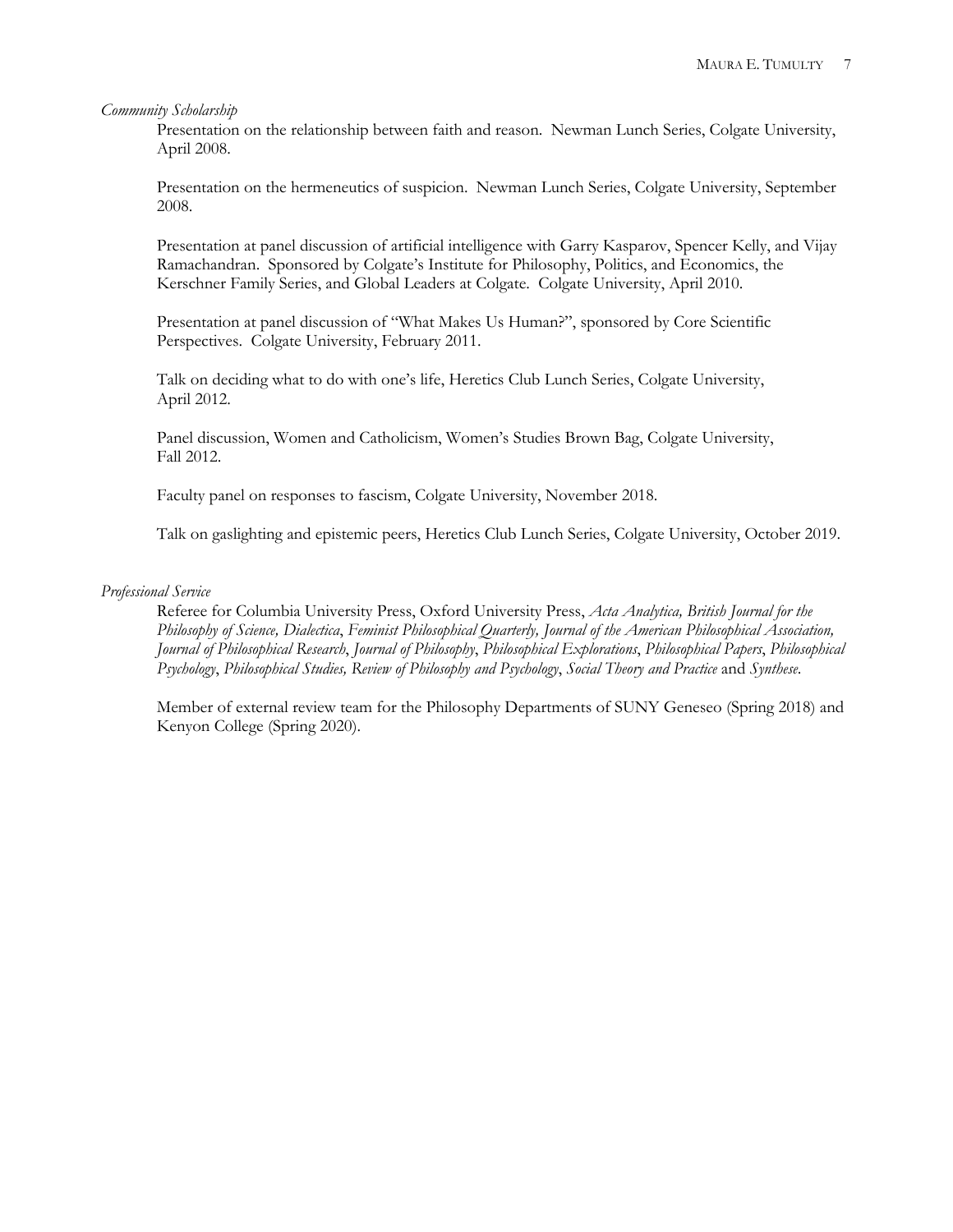*Community Scholarship*

Presentation on the relationship between faith and reason. Newman Lunch Series, Colgate University, April 2008.

Presentation on the hermeneutics of suspicion. Newman Lunch Series, Colgate University, September 2008.

Presentation at panel discussion of artificial intelligence with Garry Kasparov, Spencer Kelly, and Vijay Ramachandran. Sponsored by Colgate's Institute for Philosophy, Politics, and Economics, the Kerschner Family Series, and Global Leaders at Colgate. Colgate University, April 2010.

Presentation at panel discussion of "What Makes Us Human?", sponsored by Core Scientific Perspectives. Colgate University, February 2011.

Talk on deciding what to do with one's life, Heretics Club Lunch Series, Colgate University, April 2012.

Panel discussion, Women and Catholicism, Women's Studies Brown Bag, Colgate University, Fall 2012.

Faculty panel on responses to fascism, Colgate University, November 2018.

Talk on gaslighting and epistemic peers, Heretics Club Lunch Series, Colgate University, October 2019.

*Professional Service*

Referee for Columbia University Press, Oxford University Press, *Acta Analytica, British Journal for the Philosophy of Science, Dialectica*, *Feminist Philosophical Quarterly, Journal of the American Philosophical Association, Journal of Philosophical Research*, *Journal of Philosophy*, *Philosophical Explorations*, *Philosophical Papers*, *Philosophical Psychology*, *Philosophical Studies, Review of Philosophy and Psychology*, *Social Theory and Practice* and *Synthese*.

Member of external review team for the Philosophy Departments of SUNY Geneseo (Spring 2018) and Kenyon College (Spring 2020).